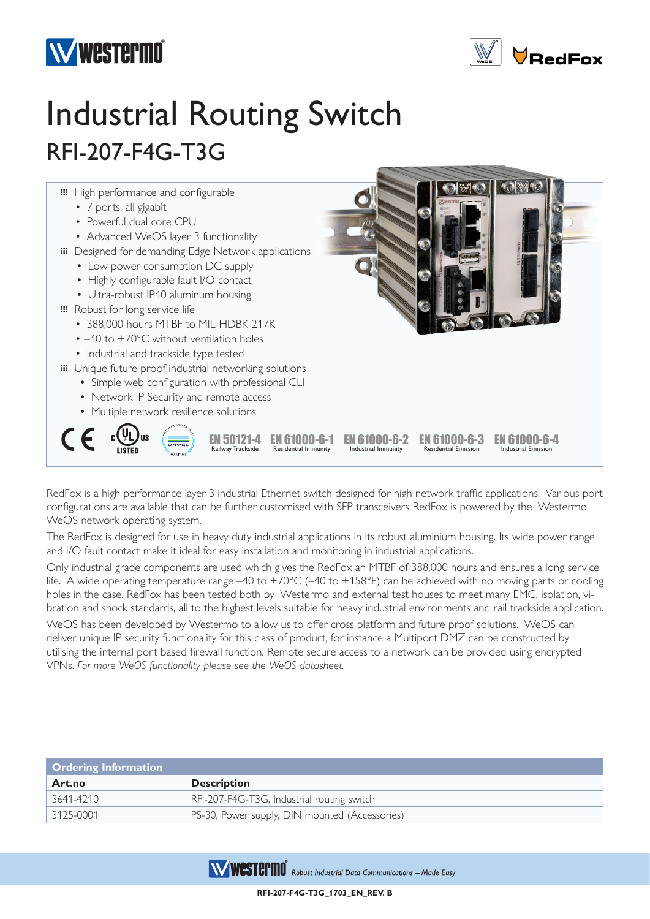# Industrial Routing Switch

## RFI-207-F4G-T3G

- High performance and configurable
  - 7 ports, all gigabit
  - Powerful dual core CPU
  - Advanced WeOS layer 3 functionality
- Designed for demanding Edge Network applications
  - Low power consumption DC supply
  - Highly configurable fault I/O contact
  - Ultra-robust IP40 aluminum housing
- Robust for long service life
  - 388,000 hours MTBF to MIL-HDBK-217K
  - –40 to +70°C without ventilation holes
  - Industrial and trackside type tested
- Unique future proof industrial networking solutions
  - Simple web configuration with professional CLI
  - Network IP Security and remote access
  - Multiple network resilience solutions

EN 50121-4 Railway Trackside | EN 61000-6-1 Residential Immunity | EN 61000-6-2 Industrial Immunity | EN 61000-6-3 Residential Emission | EN 61000-6-4 Industrial Emission

RedFox is a high performance layer 3 industrial Ethernet switch designed for high network traffic applications. Various port configurations are available that can be further customised with SFP transceivers RedFox is powered by the Westermo WeOS network operating system.

The RedFox is designed for use in heavy duty industrial applications in its robust aluminium housing. Its wide power range and I/O fault contact make it ideal for easy installation and monitoring in industrial applications.

Only industrial grade components are used which gives the RedFox an MTBF of 388,000 hours and ensures a long service life. A wide operating temperature range –40 to +70°C (–40 to +158°F) can be achieved with no moving parts or cooling holes in the case. RedFox has been tested both by Westermo and external test houses to meet many EMC, isolation, vibration and shock standards, all to the highest levels suitable for heavy industrial environments and rail trackside application.

WeOS has been developed by Westermo to allow us to offer cross platform and future proof solutions. WeOS can deliver unique IP security functionality for this class of product, for instance a Multiport DMZ can be constructed by utilising the internal port based firewall function. Remote secure access to a network can be provided using encrypted VPNs. *For more WeOS functionality please see the WeOS datasheet.*

| Ordering Information | |
|---|---|
| **Art.no** | **Description** |
| 3641-4210 | RFI-207-F4G-T3G, Industrial routing switch |
| 3125-0001 | PS-30, Power supply, DIN mounted (Accessories) |

*Robust Industrial Data Communications – Made Easy*

RFI-207-F4G-T3G_1703_EN_REV. B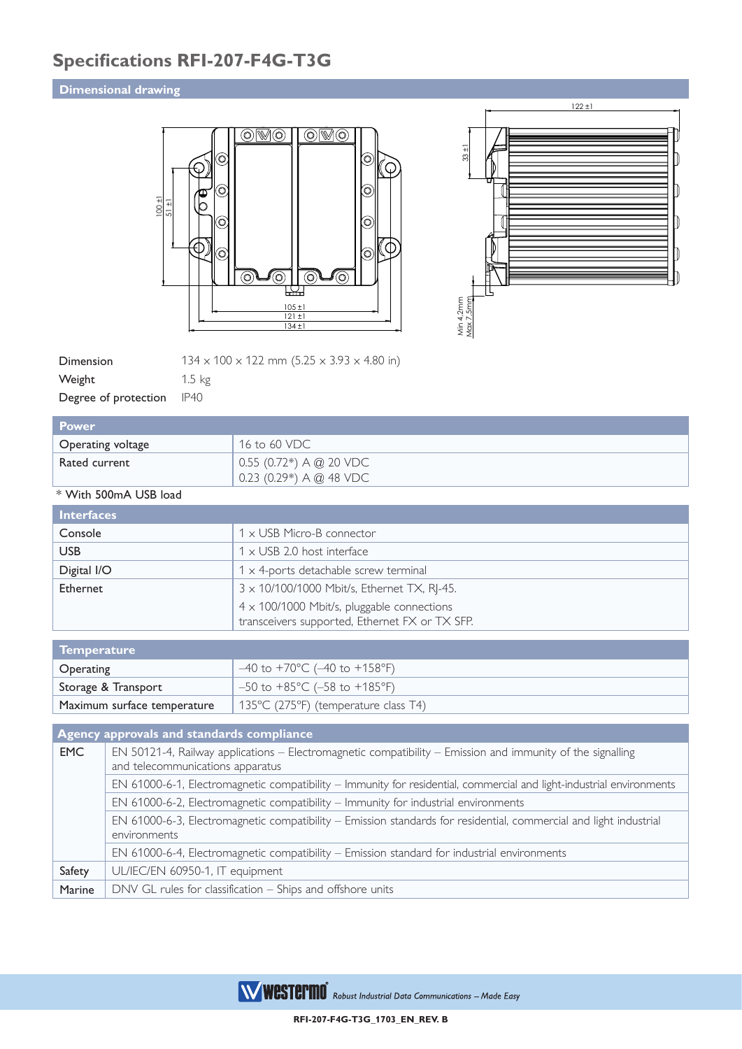# Specifications RFI-207-F4G-T3G

## Dimensional drawing

122 ±1

33 ±1

100 ±1

51 ±1

105 ±1

121 ±1

134 ±1

Min 4.2mm
Max 7.5mm

| | |
|---|---|
| Dimension | 134 x 100 x 122 mm (5.25 x 3.93 x 4.80 in) |
| Weight | 1.5 kg |
| Degree of protection | IP40 |

| Power | |
|---|---|
| Operating voltage | 16 to 60 VDC |
| Rated current | 0.55 (0.72*) A @ 20 VDC<br>0.23 (0.29*) A @ 48 VDC |

* With 500mA USB load

| Interfaces | |
|---|---|
| Console | 1 x USB Micro-B connector |
| USB | 1 x USB 2.0 host interface |
| Digital I/O | 1 x 4-ports detachable screw terminal |
| Ethernet | 3 x 10/100/1000 Mbit/s, Ethernet TX, RJ-45.<br>4 x 100/1000 Mbit/s, pluggable connections transceivers supported, Ethernet FX or TX SFP. |

| Temperature | |
|---|---|
| Operating | –40 to +70°C (–40 to +158°F) |
| Storage & Transport | –50 to +85°C (–58 to +185°F) |
| Maximum surface temperature | 135°C (275°F) (temperature class T4) |

| Agency approvals and standards compliance | |
|---|---|
| EMC | EN 50121-4, Railway applications – Electromagnetic compatibility – Emission and immunity of the signalling and telecommunications apparatus |
| | EN 61000-6-1, Electromagnetic compatibility – Immunity for residential, commercial and light-industrial environments |
| | EN 61000-6-2, Electromagnetic compatibility – Immunity for industrial environments |
| | EN 61000-6-3, Electromagnetic compatibility – Emission standards for residential, commercial and light industrial environments |
| | EN 61000-6-4, Electromagnetic compatibility – Emission standard for industrial environments |
| Safety | UL/IEC/EN 60950-1, IT equipment |
| Marine | DNV GL rules for classification – Ships and offshore units |

Westermo *Robust Industrial Data Communications – Made Easy*

RFI-207-F4G-T3G_1703_EN_REV. B